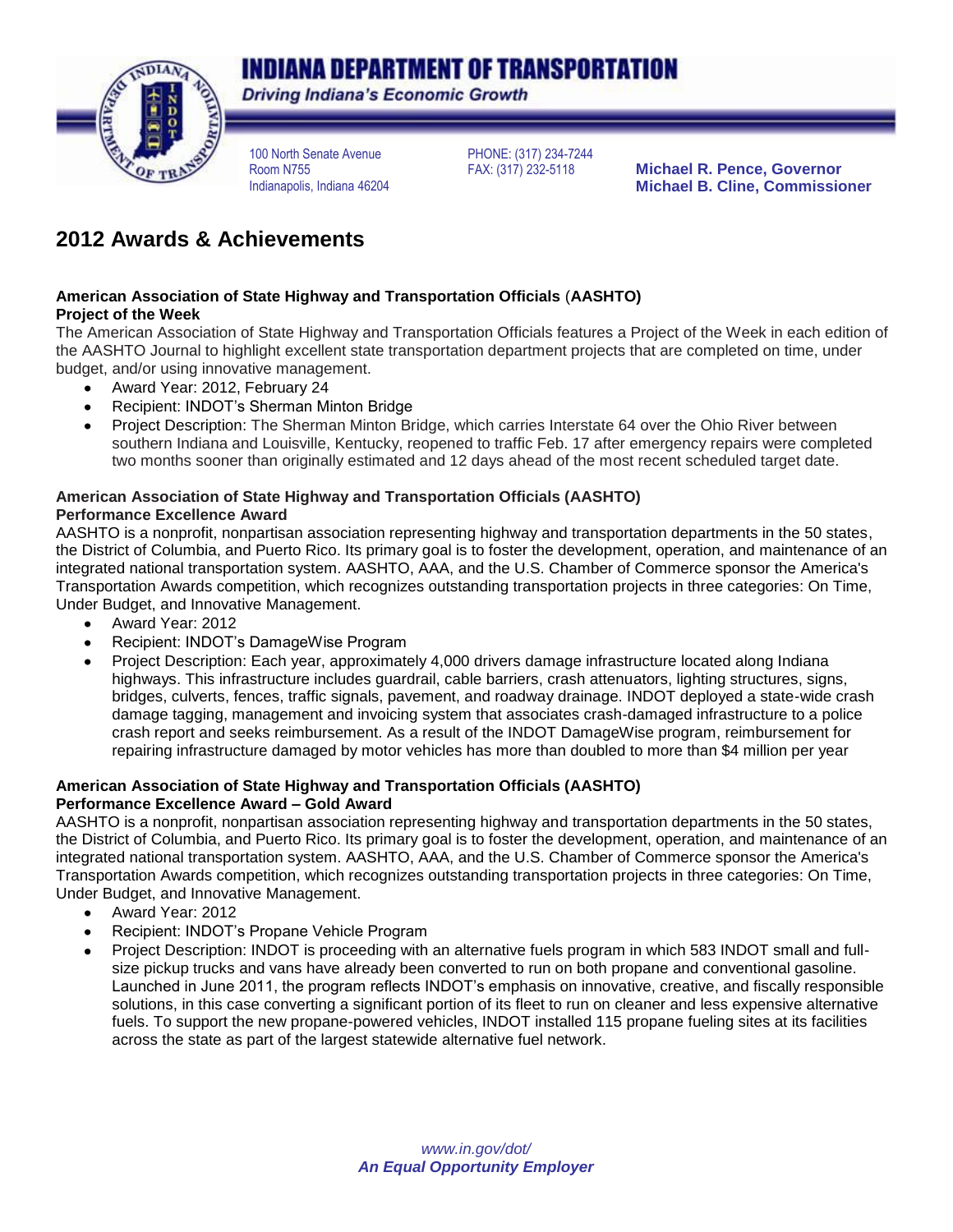# INDIANA DEPARTMENT OF TRANSPORTATION

*Driving Indiana's Economic Growth*

100 North Senate Avenue
Room N755
Indianapolis, Indiana 46204

PHONE: (317) 234-7244
FAX: (317) 232-5118

**Michael R. Pence, Governor**
**Michael B. Cline, Commissioner**

## 2012 Awards & Achievements

### American Association of State Highway and Transportation Officials (AASHTO) Project of the Week

The American Association of State Highway and Transportation Officials features a Project of the Week in each edition of the AASHTO Journal to highlight excellent state transportation department projects that are completed on time, under budget, and/or using innovative management.

- Award Year: 2012, February 24
- Recipient: INDOT's Sherman Minton Bridge
- Project Description: The Sherman Minton Bridge, which carries Interstate 64 over the Ohio River between southern Indiana and Louisville, Kentucky, reopened to traffic Feb. 17 after emergency repairs were completed two months sooner than originally estimated and 12 days ahead of the most recent scheduled target date.

### American Association of State Highway and Transportation Officials (AASHTO) Performance Excellence Award

AASHTO is a nonprofit, nonpartisan association representing highway and transportation departments in the 50 states, the District of Columbia, and Puerto Rico. Its primary goal is to foster the development, operation, and maintenance of an integrated national transportation system. AASHTO, AAA, and the U.S. Chamber of Commerce sponsor the America's Transportation Awards competition, which recognizes outstanding transportation projects in three categories: On Time, Under Budget, and Innovative Management.

- Award Year: 2012
- Recipient: INDOT's DamageWise Program
- Project Description: Each year, approximately 4,000 drivers damage infrastructure located along Indiana highways. This infrastructure includes guardrail, cable barriers, crash attenuators, lighting structures, signs, bridges, culverts, fences, traffic signals, pavement, and roadway drainage. INDOT deployed a state-wide crash damage tagging, management and invoicing system that associates crash-damaged infrastructure to a police crash report and seeks reimbursement. As a result of the INDOT DamageWise program, reimbursement for repairing infrastructure damaged by motor vehicles has more than doubled to more than $4 million per year

### American Association of State Highway and Transportation Officials (AASHTO) Performance Excellence Award – Gold Award

AASHTO is a nonprofit, nonpartisan association representing highway and transportation departments in the 50 states, the District of Columbia, and Puerto Rico. Its primary goal is to foster the development, operation, and maintenance of an integrated national transportation system. AASHTO, AAA, and the U.S. Chamber of Commerce sponsor the America's Transportation Awards competition, which recognizes outstanding transportation projects in three categories: On Time, Under Budget, and Innovative Management.

- Award Year: 2012
- Recipient: INDOT's Propane Vehicle Program
- Project Description: INDOT is proceeding with an alternative fuels program in which 583 INDOT small and full-size pickup trucks and vans have already been converted to run on both propane and conventional gasoline. Launched in June 2011, the program reflects INDOT's emphasis on innovative, creative, and fiscally responsible solutions, in this case converting a significant portion of its fleet to run on cleaner and less expensive alternative fuels. To support the new propane-powered vehicles, INDOT installed 115 propane fueling sites at its facilities across the state as part of the largest statewide alternative fuel network.

*www.in.gov/dot/*
***An Equal Opportunity Employer***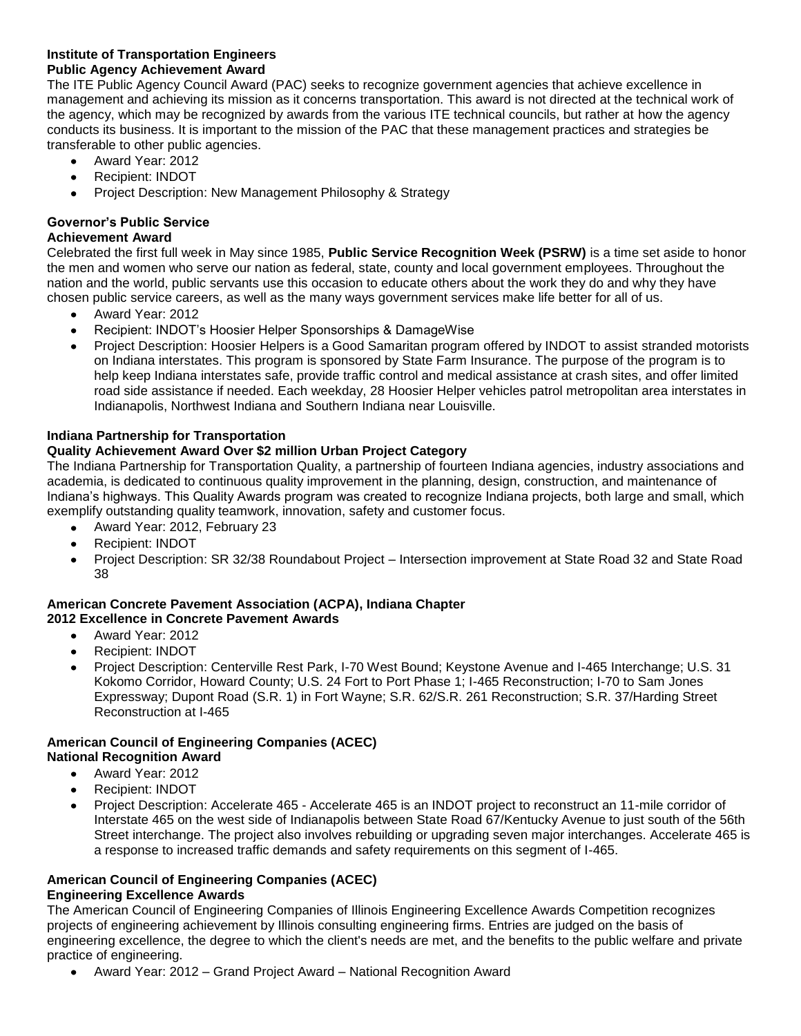**Institute of Transportation Engineers**
**Public Agency Achievement Award**

The ITE Public Agency Council Award (PAC) seeks to recognize government agencies that achieve excellence in management and achieving its mission as it concerns transportation. This award is not directed at the technical work of the agency, which may be recognized by awards from the various ITE technical councils, but rather at how the agency conducts its business. It is important to the mission of the PAC that these management practices and strategies be transferable to other public agencies.

- Award Year: 2012
- Recipient: INDOT
- Project Description: New Management Philosophy & Strategy

**Governor's Public Service**
**Achievement Award**

Celebrated the first full week in May since 1985, **Public Service Recognition Week (PSRW)** is a time set aside to honor the men and women who serve our nation as federal, state, county and local government employees. Throughout the nation and the world, public servants use this occasion to educate others about the work they do and why they have chosen public service careers, as well as the many ways government services make life better for all of us.

- Award Year: 2012
- Recipient: INDOT's Hoosier Helper Sponsorships & DamageWise
- Project Description: Hoosier Helpers is a Good Samaritan program offered by INDOT to assist stranded motorists on Indiana interstates. This program is sponsored by State Farm Insurance. The purpose of the program is to help keep Indiana interstates safe, provide traffic control and medical assistance at crash sites, and offer limited road side assistance if needed. Each weekday, 28 Hoosier Helper vehicles patrol metropolitan area interstates in Indianapolis, Northwest Indiana and Southern Indiana near Louisville.

**Indiana Partnership for Transportation**
**Quality Achievement Award Over $2 million Urban Project Category**

The Indiana Partnership for Transportation Quality, a partnership of fourteen Indiana agencies, industry associations and academia, is dedicated to continuous quality improvement in the planning, design, construction, and maintenance of Indiana's highways. This Quality Awards program was created to recognize Indiana projects, both large and small, which exemplify outstanding quality teamwork, innovation, safety and customer focus.

- Award Year: 2012, February 23
- Recipient: INDOT
- Project Description: SR 32/38 Roundabout Project – Intersection improvement at State Road 32 and State Road 38

**American Concrete Pavement Association (ACPA), Indiana Chapter**
**2012 Excellence in Concrete Pavement Awards**

- Award Year: 2012
- Recipient: INDOT
- Project Description: Centerville Rest Park, I-70 West Bound; Keystone Avenue and I-465 Interchange; U.S. 31 Kokomo Corridor, Howard County; U.S. 24 Fort to Port Phase 1; I-465 Reconstruction; I-70 to Sam Jones Expressway; Dupont Road (S.R. 1) in Fort Wayne; S.R. 62/S.R. 261 Reconstruction; S.R. 37/Harding Street Reconstruction at I-465

**American Council of Engineering Companies (ACEC)**
**National Recognition Award**

- Award Year: 2012
- Recipient: INDOT
- Project Description: Accelerate 465 - Accelerate 465 is an INDOT project to reconstruct an 11-mile corridor of Interstate 465 on the west side of Indianapolis between State Road 67/Kentucky Avenue to just south of the 56th Street interchange. The project also involves rebuilding or upgrading seven major interchanges. Accelerate 465 is a response to increased traffic demands and safety requirements on this segment of I-465.

**American Council of Engineering Companies (ACEC)**
**Engineering Excellence Awards**

The American Council of Engineering Companies of Illinois Engineering Excellence Awards Competition recognizes projects of engineering achievement by Illinois consulting engineering firms. Entries are judged on the basis of engineering excellence, the degree to which the client's needs are met, and the benefits to the public welfare and private practice of engineering.

- Award Year: 2012 – Grand Project Award – National Recognition Award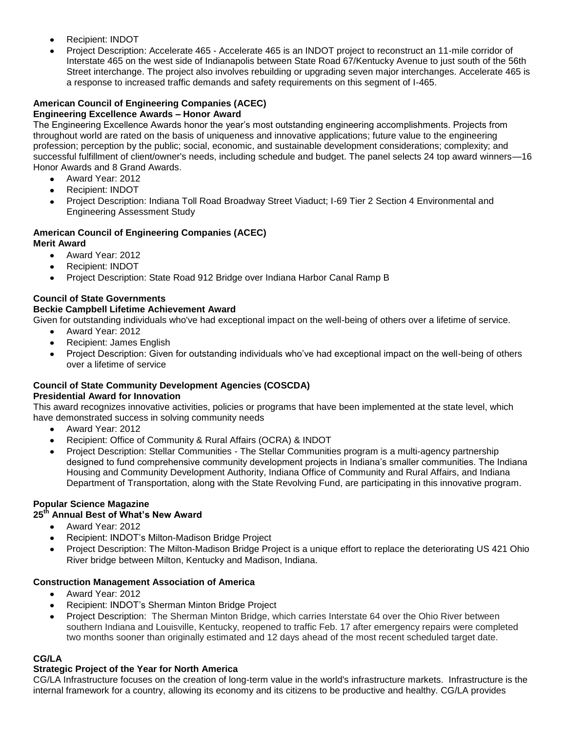- Recipient: INDOT
- Project Description: Accelerate 465 - Accelerate 465 is an INDOT project to reconstruct an 11-mile corridor of Interstate 465 on the west side of Indianapolis between State Road 67/Kentucky Avenue to just south of the 56th Street interchange. The project also involves rebuilding or upgrading seven major interchanges. Accelerate 465 is a response to increased traffic demands and safety requirements on this segment of I-465.

**American Council of Engineering Companies (ACEC)**
**Engineering Excellence Awards – Honor Award**

The Engineering Excellence Awards honor the year's most outstanding engineering accomplishments. Projects from throughout world are rated on the basis of uniqueness and innovative applications; future value to the engineering profession; perception by the public; social, economic, and sustainable development considerations; complexity; and successful fulfillment of client/owner's needs, including schedule and budget. The panel selects 24 top award winners—16 Honor Awards and 8 Grand Awards.

- Award Year: 2012
- Recipient: INDOT
- Project Description: Indiana Toll Road Broadway Street Viaduct; I-69 Tier 2 Section 4 Environmental and Engineering Assessment Study

**American Council of Engineering Companies (ACEC)**
**Merit Award**

- Award Year: 2012
- Recipient: INDOT
- Project Description: State Road 912 Bridge over Indiana Harbor Canal Ramp B

**Council of State Governments**
**Beckie Campbell Lifetime Achievement Award**

Given for outstanding individuals who've had exceptional impact on the well-being of others over a lifetime of service.

- Award Year: 2012
- Recipient: James English
- Project Description: Given for outstanding individuals who've had exceptional impact on the well-being of others over a lifetime of service

**Council of State Community Development Agencies (COSCDA)**
**Presidential Award for Innovation**

This award recognizes innovative activities, policies or programs that have been implemented at the state level, which have demonstrated success in solving community needs

- Award Year: 2012
- Recipient: Office of Community & Rural Affairs (OCRA) & INDOT
- Project Description: Stellar Communities - The Stellar Communities program is a multi-agency partnership designed to fund comprehensive community development projects in Indiana's smaller communities. The Indiana Housing and Community Development Authority, Indiana Office of Community and Rural Affairs, and Indiana Department of Transportation, along with the State Revolving Fund, are participating in this innovative program.

**Popular Science Magazine**
**25th Annual Best of What's New Award**

- Award Year: 2012
- Recipient: INDOT's Milton-Madison Bridge Project
- Project Description: The Milton-Madison Bridge Project is a unique effort to replace the deteriorating US 421 Ohio River bridge between Milton, Kentucky and Madison, Indiana.

**Construction Management Association of America**

- Award Year: 2012
- Recipient: INDOT's Sherman Minton Bridge Project
- Project Description: The Sherman Minton Bridge, which carries Interstate 64 over the Ohio River between southern Indiana and Louisville, Kentucky, reopened to traffic Feb. 17 after emergency repairs were completed two months sooner than originally estimated and 12 days ahead of the most recent scheduled target date.

**CG/LA**
**Strategic Project of the Year for North America**

CG/LA Infrastructure focuses on the creation of long-term value in the world's infrastructure markets. Infrastructure is the internal framework for a country, allowing its economy and its citizens to be productive and healthy. CG/LA provides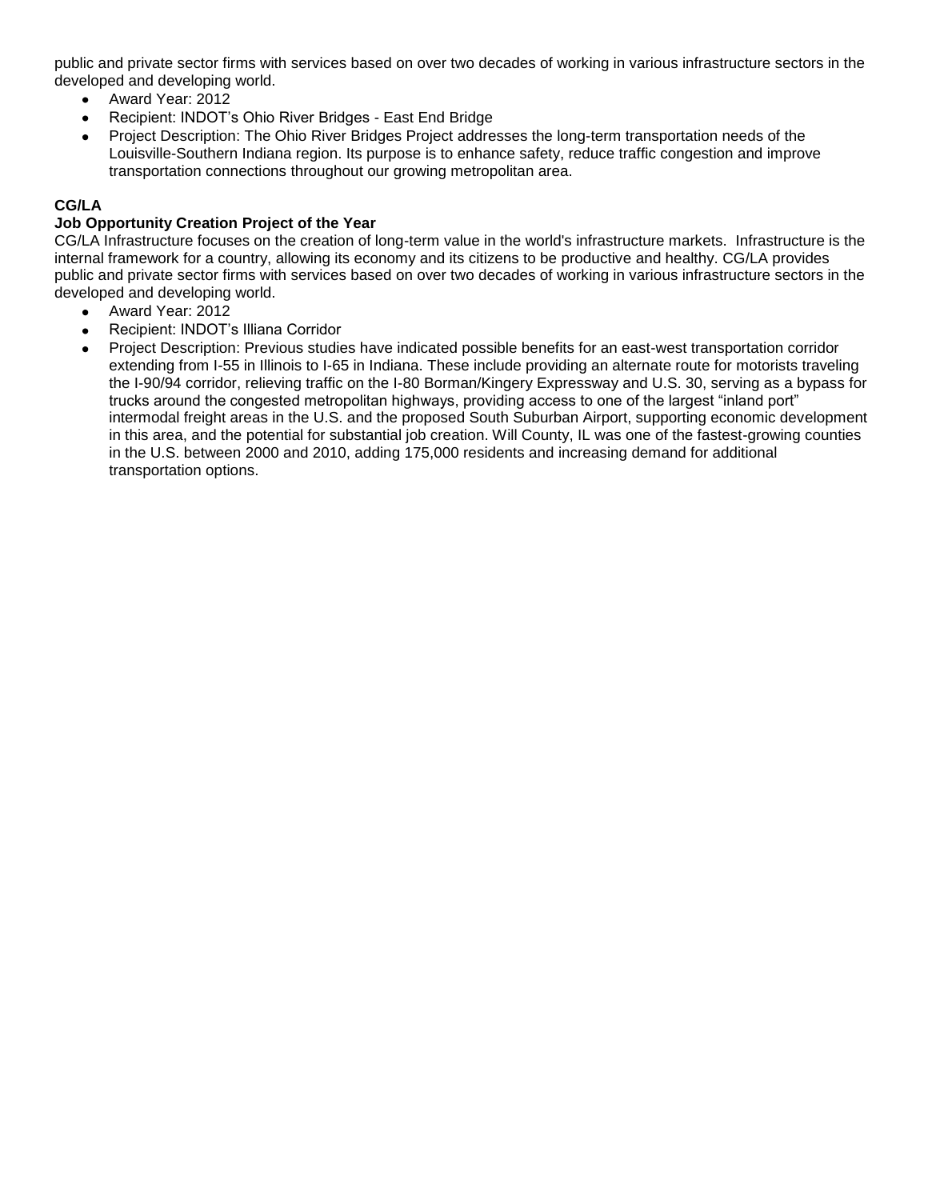public and private sector firms with services based on over two decades of working in various infrastructure sectors in the developed and developing world.

- Award Year: 2012
- Recipient: INDOT's Ohio River Bridges - East End Bridge
- Project Description: The Ohio River Bridges Project addresses the long-term transportation needs of the Louisville-Southern Indiana region. Its purpose is to enhance safety, reduce traffic congestion and improve transportation connections throughout our growing metropolitan area.

**CG/LA**

**Job Opportunity Creation Project of the Year**

CG/LA Infrastructure focuses on the creation of long-term value in the world's infrastructure markets. Infrastructure is the internal framework for a country, allowing its economy and its citizens to be productive and healthy. CG/LA provides public and private sector firms with services based on over two decades of working in various infrastructure sectors in the developed and developing world.

- Award Year: 2012
- Recipient: INDOT's Illiana Corridor
- Project Description: Previous studies have indicated possible benefits for an east-west transportation corridor extending from I-55 in Illinois to I-65 in Indiana. These include providing an alternate route for motorists traveling the I-90/94 corridor, relieving traffic on the I-80 Borman/Kingery Expressway and U.S. 30, serving as a bypass for trucks around the congested metropolitan highways, providing access to one of the largest "inland port" intermodal freight areas in the U.S. and the proposed South Suburban Airport, supporting economic development in this area, and the potential for substantial job creation. Will County, IL was one of the fastest-growing counties in the U.S. between 2000 and 2010, adding 175,000 residents and increasing demand for additional transportation options.